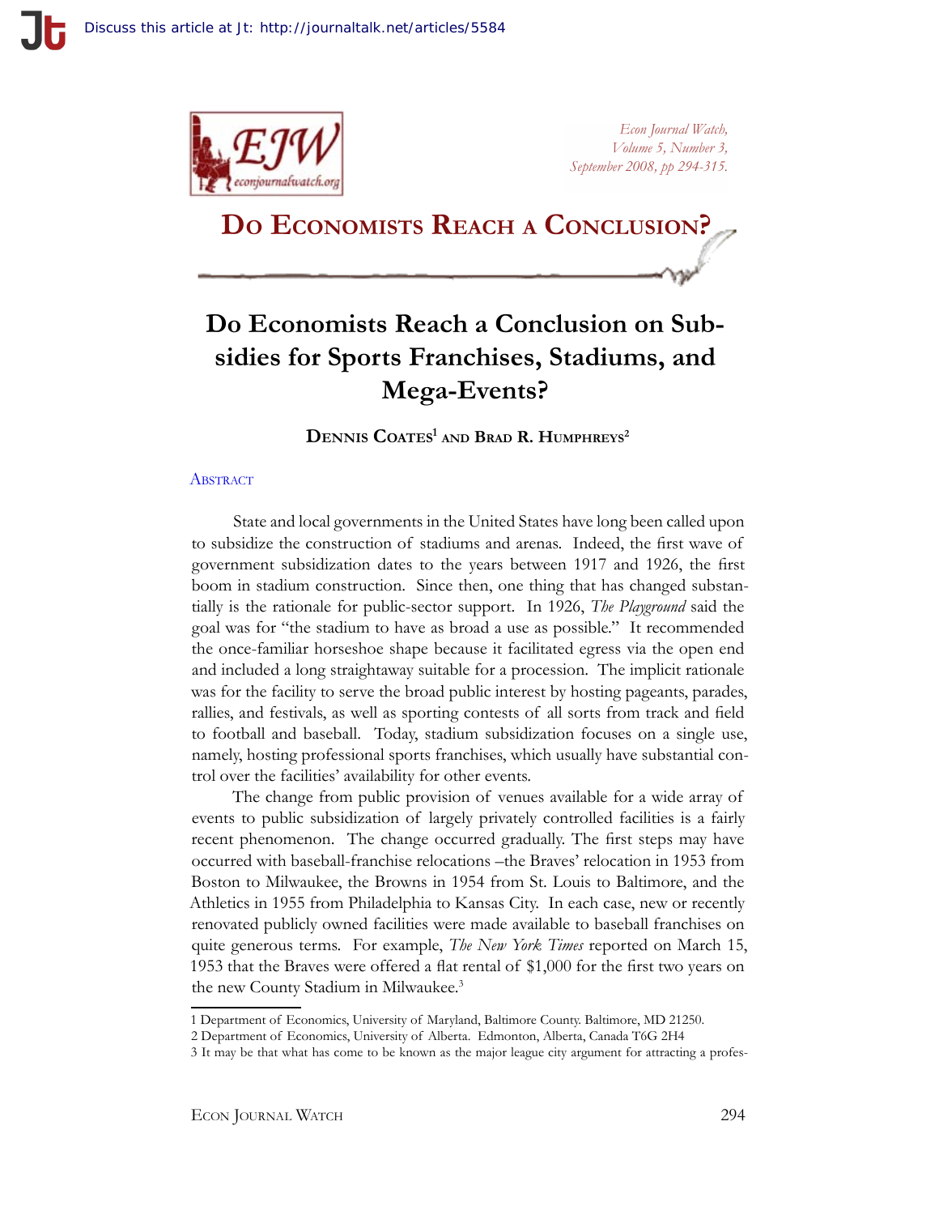# Do Economists Reach a Conclusion?

## Do Economists Reach a Conclusion on Subsidies for Sports Franchises, Stadiums, and Mega-Events?

**Dennis Coates[1] and Brad R. Humphreys[2]**

### Abstract

State and local governments in the United States have long been called upon to subsidize the construction of stadiums and arenas. Indeed, the first wave of government subsidization dates to the years between 1917 and 1926, the first boom in stadium construction. Since then, one thing that has changed substantially is the rationale for public-sector support. In 1926, *The Playground* said the goal was for "the stadium to have as broad a use as possible." It recommended the once-familiar horseshoe shape because it facilitated egress via the open end and included a long straightaway suitable for a procession. The implicit rationale was for the facility to serve the broad public interest by hosting pageants, parades, rallies, and festivals, as well as sporting contests of all sorts from track and field to football and baseball. Today, stadium subsidization focuses on a single use, namely, hosting professional sports franchises, which usually have substantial control over the facilities' availability for other events.

The change from public provision of venues available for a wide array of events to public subsidization of largely privately controlled facilities is a fairly recent phenomenon. The change occurred gradually. The first steps may have occurred with baseball-franchise relocations –the Braves' relocation in 1953 from Boston to Milwaukee, the Browns in 1954 from St. Louis to Baltimore, and the Athletics in 1955 from Philadelphia to Kansas City. In each case, new or recently renovated publicly owned facilities were made available to baseball franchises on quite generous terms. For example, *The New York Times* reported on March 15, 1953 that the Braves were offered a flat rental of $1,000 for the first two years on the new County Stadium in Milwaukee.[3]

---

1 Department of Economics, University of Maryland, Baltimore County. Baltimore, MD 21250.

2 Department of Economics, University of Alberta. Edmonton, Alberta, Canada T6G 2H4

3 It may be that what has come to be known as the major league city argument for attracting a profes-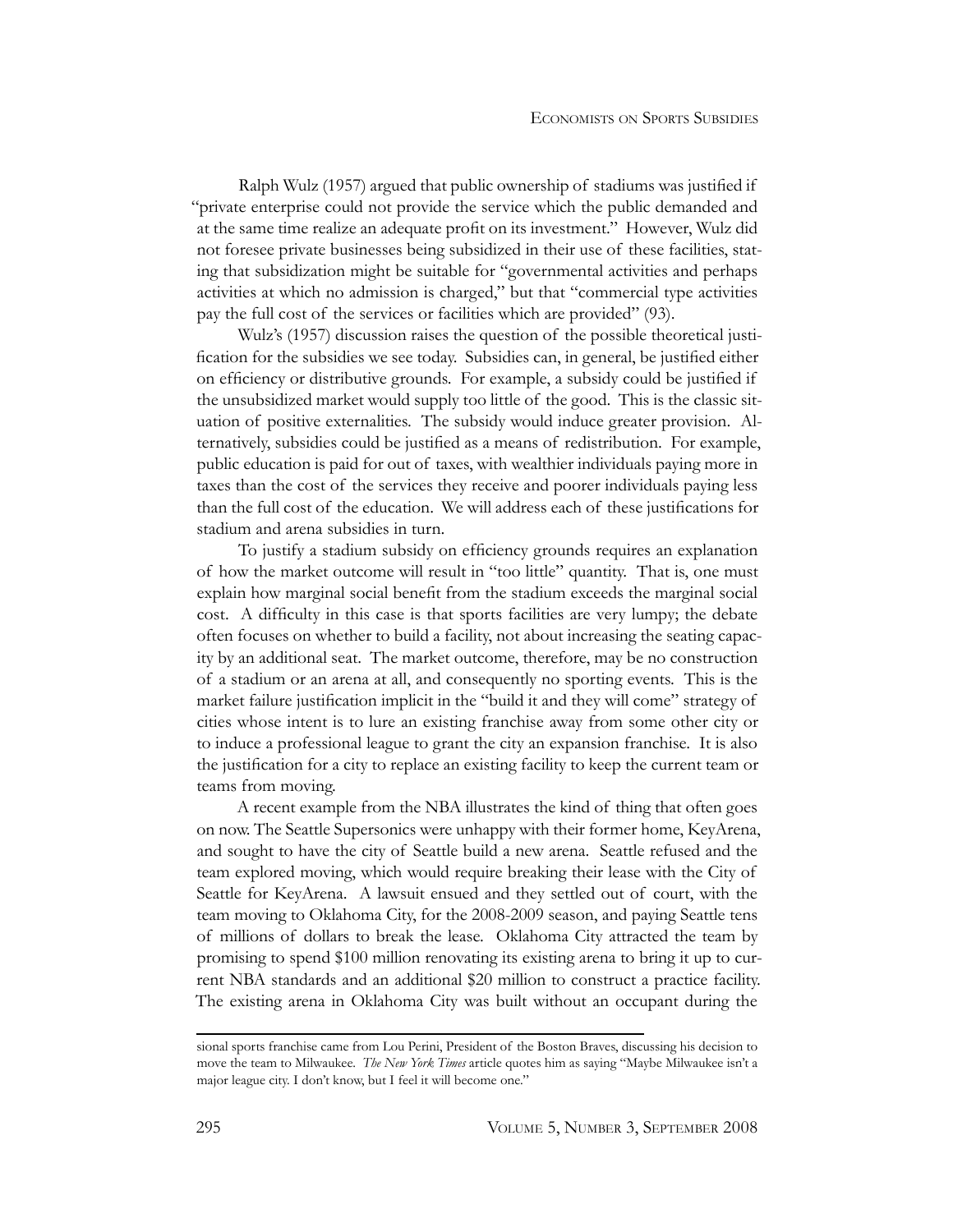Ralph Wulz (1957) argued that public ownership of stadiums was justified if "private enterprise could not provide the service which the public demanded and at the same time realize an adequate profit on its investment." However, Wulz did not foresee private businesses being subsidized in their use of these facilities, stating that subsidization might be suitable for "governmental activities and perhaps activities at which no admission is charged," but that "commercial type activities pay the full cost of the services or facilities which are provided" (93).

Wulz's (1957) discussion raises the question of the possible theoretical justification for the subsidies we see today. Subsidies can, in general, be justified either on efficiency or distributive grounds. For example, a subsidy could be justified if the unsubsidized market would supply too little of the good. This is the classic situation of positive externalities. The subsidy would induce greater provision. Alternatively, subsidies could be justified as a means of redistribution. For example, public education is paid for out of taxes, with wealthier individuals paying more in taxes than the cost of the services they receive and poorer individuals paying less than the full cost of the education. We will address each of these justifications for stadium and arena subsidies in turn.

To justify a stadium subsidy on efficiency grounds requires an explanation of how the market outcome will result in "too little" quantity. That is, one must explain how marginal social benefit from the stadium exceeds the marginal social cost. A difficulty in this case is that sports facilities are very lumpy; the debate often focuses on whether to build a facility, not about increasing the seating capacity by an additional seat. The market outcome, therefore, may be no construction of a stadium or an arena at all, and consequently no sporting events. This is the market failure justification implicit in the "build it and they will come" strategy of cities whose intent is to lure an existing franchise away from some other city or to induce a professional league to grant the city an expansion franchise. It is also the justification for a city to replace an existing facility to keep the current team or teams from moving.

A recent example from the NBA illustrates the kind of thing that often goes on now. The Seattle Supersonics were unhappy with their former home, KeyArena, and sought to have the city of Seattle build a new arena. Seattle refused and the team explored moving, which would require breaking their lease with the City of Seattle for KeyArena. A lawsuit ensued and they settled out of court, with the team moving to Oklahoma City, for the 2008-2009 season, and paying Seattle tens of millions of dollars to break the lease. Oklahoma City attracted the team by promising to spend $100 million renovating its existing arena to bring it up to current NBA standards and an additional $20 million to construct a practice facility. The existing arena in Oklahoma City was built without an occupant during the

sional sports franchise came from Lou Perini, President of the Boston Braves, discussing his decision to move the team to Milwaukee. *The New York Times* article quotes him as saying "Maybe Milwaukee isn't a major league city. I don't know, but I feel it will become one."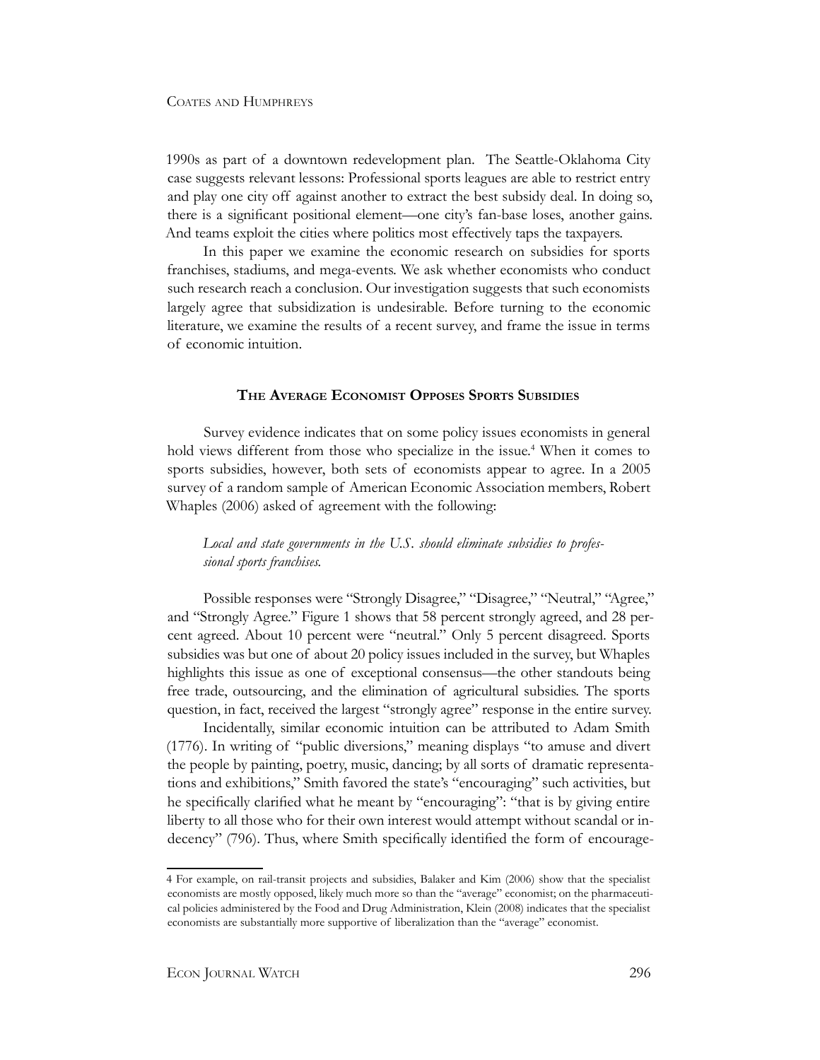1990s as part of a downtown redevelopment plan. The Seattle-Oklahoma City case suggests relevant lessons: Professional sports leagues are able to restrict entry and play one city off against another to extract the best subsidy deal. In doing so, there is a significant positional element—one city's fan-base loses, another gains. And teams exploit the cities where politics most effectively taps the taxpayers.

In this paper we examine the economic research on subsidies for sports franchises, stadiums, and mega-events. We ask whether economists who conduct such research reach a conclusion. Our investigation suggests that such economists largely agree that subsidization is undesirable. Before turning to the economic literature, we examine the results of a recent survey, and frame the issue in terms of economic intuition.

## The Average Economist Opposes Sports Subsidies

Survey evidence indicates that on some policy issues economists in general hold views different from those who specialize in the issue.[4] When it comes to sports subsidies, however, both sets of economists appear to agree. In a 2005 survey of a random sample of American Economic Association members, Robert Whaples (2006) asked of agreement with the following:

> *Local and state governments in the U.S. should eliminate subsidies to professional sports franchises.*

Possible responses were "Strongly Disagree," "Disagree," "Neutral," "Agree," and "Strongly Agree." Figure 1 shows that 58 percent strongly agreed, and 28 percent agreed. About 10 percent were "neutral." Only 5 percent disagreed. Sports subsidies was but one of about 20 policy issues included in the survey, but Whaples highlights this issue as one of exceptional consensus—the other standouts being free trade, outsourcing, and the elimination of agricultural subsidies. The sports question, in fact, received the largest "strongly agree" response in the entire survey.

Incidentally, similar economic intuition can be attributed to Adam Smith (1776). In writing of "public diversions," meaning displays "to amuse and divert the people by painting, poetry, music, dancing; by all sorts of dramatic representations and exhibitions," Smith favored the state's "encouraging" such activities, but he specifically clarified what he meant by "encouraging": "that is by giving entire liberty to all those who for their own interest would attempt without scandal or indecency" (796). Thus, where Smith specifically identified the form of encourage-

---

4 For example, on rail-transit projects and subsidies, Balaker and Kim (2006) show that the specialist economists are mostly opposed, likely much more so than the "average" economist; on the pharmaceutical policies administered by the Food and Drug Administration, Klein (2008) indicates that the specialist economists are substantially more supportive of liberalization than the "average" economist.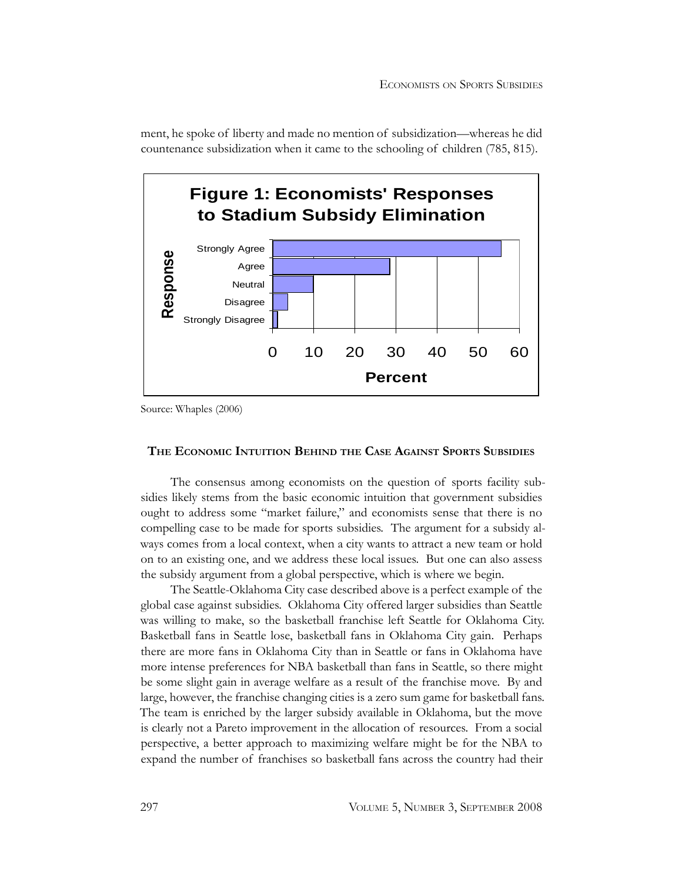ment, he spoke of liberty and made no mention of subsidization—whereas he did countenance subsidization when it came to the schooling of children (785, 815).

**Figure 1: Economists' Responses to Stadium Subsidy Elimination**

Source: Whaples (2006)

### The Economic Intuition Behind the Case Against Sports Subsidies

The consensus among economists on the question of sports facility subsidies likely stems from the basic economic intuition that government subsidies ought to address some "market failure," and economists sense that there is no compelling case to be made for sports subsidies. The argument for a subsidy always comes from a local context, when a city wants to attract a new team or hold on to an existing one, and we address these local issues. But one can also assess the subsidy argument from a global perspective, which is where we begin.

The Seattle-Oklahoma City case described above is a perfect example of the global case against subsidies. Oklahoma City offered larger subsidies than Seattle was willing to make, so the basketball franchise left Seattle for Oklahoma City. Basketball fans in Seattle lose, basketball fans in Oklahoma City gain. Perhaps there are more fans in Oklahoma City than in Seattle or fans in Oklahoma have more intense preferences for NBA basketball than fans in Seattle, so there might be some slight gain in average welfare as a result of the franchise move. By and large, however, the franchise changing cities is a zero sum game for basketball fans. The team is enriched by the larger subsidy available in Oklahoma, but the move is clearly not a Pareto improvement in the allocation of resources. From a social perspective, a better approach to maximizing welfare might be for the NBA to expand the number of franchises so basketball fans across the country had their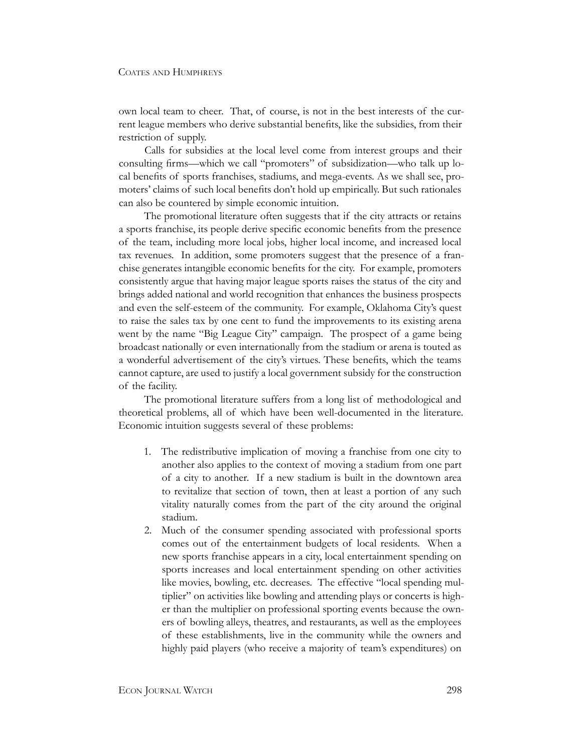own local team to cheer. That, of course, is not in the best interests of the current league members who derive substantial benefits, like the subsidies, from their restriction of supply.

Calls for subsidies at the local level come from interest groups and their consulting firms—which we call "promoters" of subsidization—who talk up local benefits of sports franchises, stadiums, and mega-events. As we shall see, promoters' claims of such local benefits don't hold up empirically. But such rationales can also be countered by simple economic intuition.

The promotional literature often suggests that if the city attracts or retains a sports franchise, its people derive specific economic benefits from the presence of the team, including more local jobs, higher local income, and increased local tax revenues. In addition, some promoters suggest that the presence of a franchise generates intangible economic benefits for the city. For example, promoters consistently argue that having major league sports raises the status of the city and brings added national and world recognition that enhances the business prospects and even the self-esteem of the community. For example, Oklahoma City's quest to raise the sales tax by one cent to fund the improvements to its existing arena went by the name "Big League City" campaign. The prospect of a game being broadcast nationally or even internationally from the stadium or arena is touted as a wonderful advertisement of the city's virtues. These benefits, which the teams cannot capture, are used to justify a local government subsidy for the construction of the facility.

The promotional literature suffers from a long list of methodological and theoretical problems, all of which have been well-documented in the literature. Economic intuition suggests several of these problems:

1. The redistributive implication of moving a franchise from one city to another also applies to the context of moving a stadium from one part of a city to another. If a new stadium is built in the downtown area to revitalize that section of town, then at least a portion of any such vitality naturally comes from the part of the city around the original stadium.
2. Much of the consumer spending associated with professional sports comes out of the entertainment budgets of local residents. When a new sports franchise appears in a city, local entertainment spending on sports increases and local entertainment spending on other activities like movies, bowling, etc. decreases. The effective "local spending multiplier" on activities like bowling and attending plays or concerts is higher than the multiplier on professional sporting events because the owners of bowling alleys, theatres, and restaurants, as well as the employees of these establishments, live in the community while the owners and highly paid players (who receive a majority of team's expenditures) on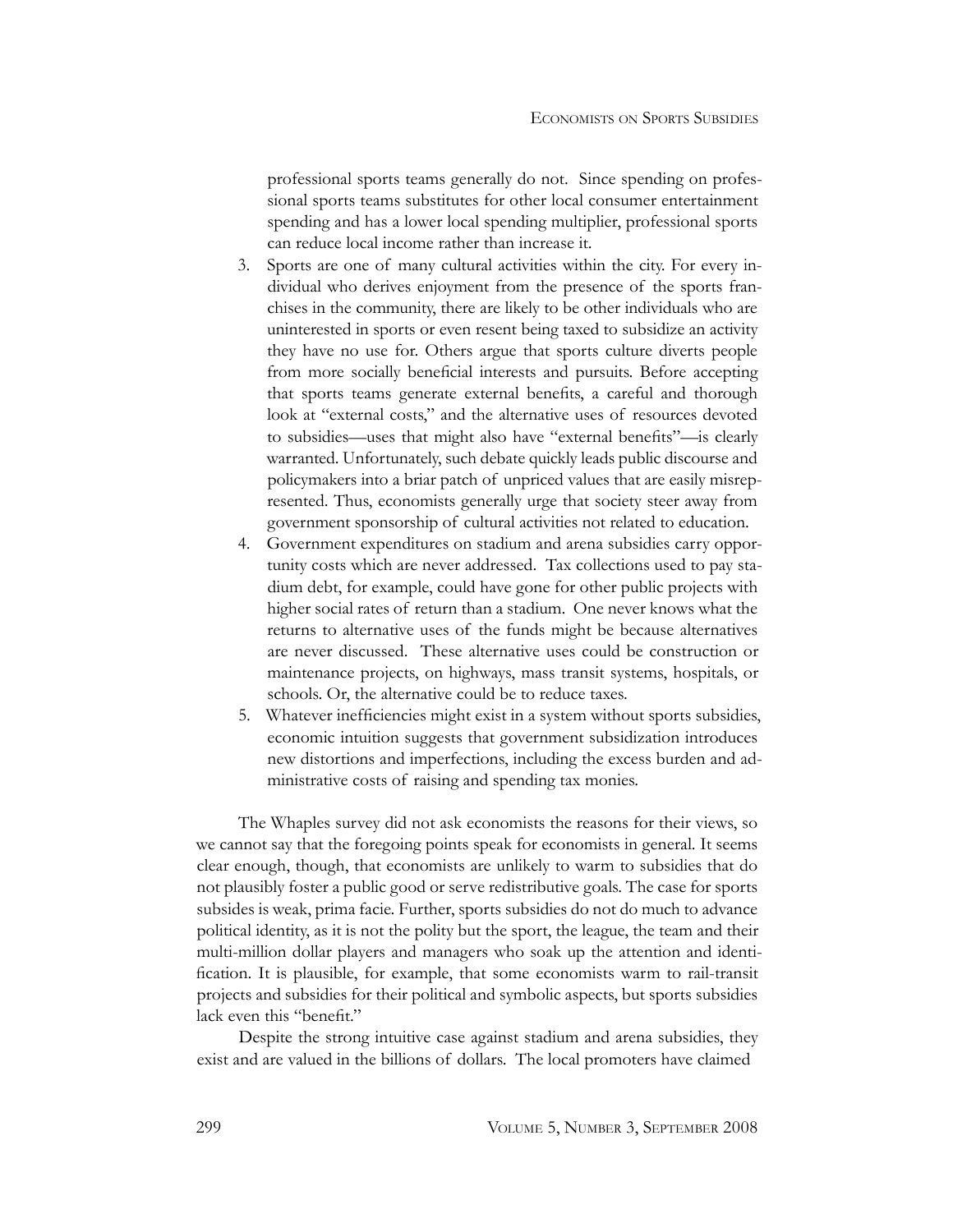professional sports teams generally do not. Since spending on professional sports teams substitutes for other local consumer entertainment spending and has a lower local spending multiplier, professional sports can reduce local income rather than increase it.

3. Sports are one of many cultural activities within the city. For every individual who derives enjoyment from the presence of the sports franchises in the community, there are likely to be other individuals who are uninterested in sports or even resent being taxed to subsidize an activity they have no use for. Others argue that sports culture diverts people from more socially beneficial interests and pursuits. Before accepting that sports teams generate external benefits, a careful and thorough look at "external costs," and the alternative uses of resources devoted to subsidies—uses that might also have "external benefits"—is clearly warranted. Unfortunately, such debate quickly leads public discourse and policymakers into a briar patch of unpriced values that are easily misrepresented. Thus, economists generally urge that society steer away from government sponsorship of cultural activities not related to education.
4. Government expenditures on stadium and arena subsidies carry opportunity costs which are never addressed. Tax collections used to pay stadium debt, for example, could have gone for other public projects with higher social rates of return than a stadium. One never knows what the returns to alternative uses of the funds might be because alternatives are never discussed. These alternative uses could be construction or maintenance projects, on highways, mass transit systems, hospitals, or schools. Or, the alternative could be to reduce taxes.
5. Whatever inefficiencies might exist in a system without sports subsidies, economic intuition suggests that government subsidization introduces new distortions and imperfections, including the excess burden and administrative costs of raising and spending tax monies.

The Whaples survey did not ask economists the reasons for their views, so we cannot say that the foregoing points speak for economists in general. It seems clear enough, though, that economists are unlikely to warm to subsidies that do not plausibly foster a public good or serve redistributive goals. The case for sports subsides is weak, prima facie. Further, sports subsidies do not do much to advance political identity, as it is not the polity but the sport, the league, the team and their multi-million dollar players and managers who soak up the attention and identification. It is plausible, for example, that some economists warm to rail-transit projects and subsidies for their political and symbolic aspects, but sports subsidies lack even this "benefit."

Despite the strong intuitive case against stadium and arena subsidies, they exist and are valued in the billions of dollars. The local promoters have claimed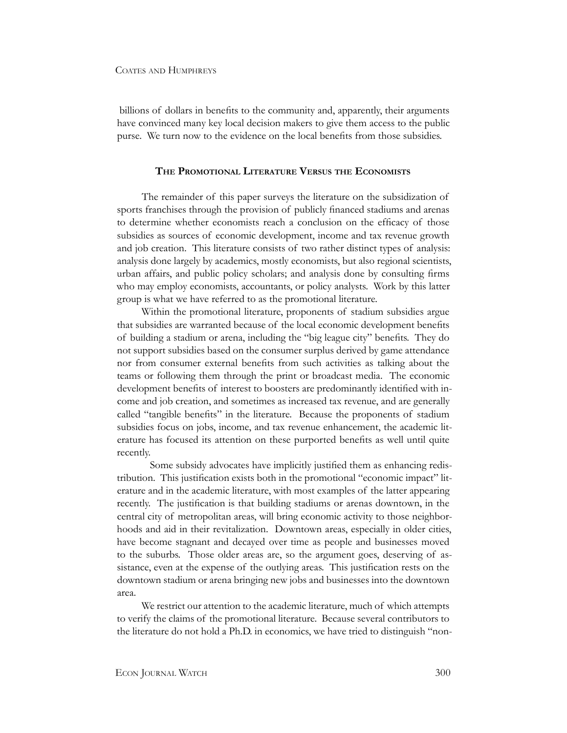billions of dollars in benefits to the community and, apparently, their arguments have convinced many key local decision makers to give them access to the public purse. We turn now to the evidence on the local benefits from those subsidies.

## The Promotional Literature Versus the Economists

The remainder of this paper surveys the literature on the subsidization of sports franchises through the provision of publicly financed stadiums and arenas to determine whether economists reach a conclusion on the efficacy of those subsidies as sources of economic development, income and tax revenue growth and job creation. This literature consists of two rather distinct types of analysis: analysis done largely by academics, mostly economists, but also regional scientists, urban affairs, and public policy scholars; and analysis done by consulting firms who may employ economists, accountants, or policy analysts. Work by this latter group is what we have referred to as the promotional literature.

Within the promotional literature, proponents of stadium subsidies argue that subsidies are warranted because of the local economic development benefits of building a stadium or arena, including the "big league city" benefits. They do not support subsidies based on the consumer surplus derived by game attendance nor from consumer external benefits from such activities as talking about the teams or following them through the print or broadcast media. The economic development benefits of interest to boosters are predominantly identified with income and job creation, and sometimes as increased tax revenue, and are generally called "tangible benefits" in the literature. Because the proponents of stadium subsidies focus on jobs, income, and tax revenue enhancement, the academic literature has focused its attention on these purported benefits as well until quite recently.

Some subsidy advocates have implicitly justified them as enhancing redistribution. This justification exists both in the promotional "economic impact" literature and in the academic literature, with most examples of the latter appearing recently. The justification is that building stadiums or arenas downtown, in the central city of metropolitan areas, will bring economic activity to those neighborhoods and aid in their revitalization. Downtown areas, especially in older cities, have become stagnant and decayed over time as people and businesses moved to the suburbs. Those older areas are, so the argument goes, deserving of assistance, even at the expense of the outlying areas. This justification rests on the downtown stadium or arena bringing new jobs and businesses into the downtown area.

We restrict our attention to the academic literature, much of which attempts to verify the claims of the promotional literature. Because several contributors to the literature do not hold a Ph.D. in economics, we have tried to distinguish "non-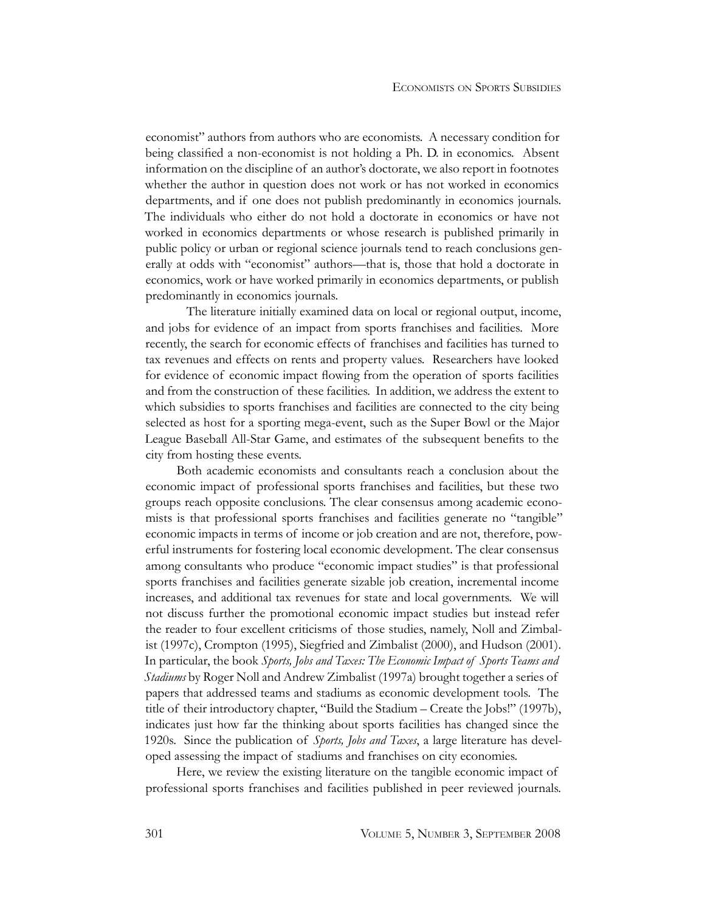economist" authors from authors who are economists. A necessary condition for being classified a non-economist is not holding a Ph. D. in economics. Absent information on the discipline of an author's doctorate, we also report in footnotes whether the author in question does not work or has not worked in economics departments, and if one does not publish predominantly in economics journals. The individuals who either do not hold a doctorate in economics or have not worked in economics departments or whose research is published primarily in public policy or urban or regional science journals tend to reach conclusions generally at odds with "economist" authors—that is, those that hold a doctorate in economics, work or have worked primarily in economics departments, or publish predominantly in economics journals.

The literature initially examined data on local or regional output, income, and jobs for evidence of an impact from sports franchises and facilities. More recently, the search for economic effects of franchises and facilities has turned to tax revenues and effects on rents and property values. Researchers have looked for evidence of economic impact flowing from the operation of sports facilities and from the construction of these facilities. In addition, we address the extent to which subsidies to sports franchises and facilities are connected to the city being selected as host for a sporting mega-event, such as the Super Bowl or the Major League Baseball All-Star Game, and estimates of the subsequent benefits to the city from hosting these events.

Both academic economists and consultants reach a conclusion about the economic impact of professional sports franchises and facilities, but these two groups reach opposite conclusions. The clear consensus among academic economists is that professional sports franchises and facilities generate no "tangible" economic impacts in terms of income or job creation and are not, therefore, powerful instruments for fostering local economic development. The clear consensus among consultants who produce "economic impact studies" is that professional sports franchises and facilities generate sizable job creation, incremental income increases, and additional tax revenues for state and local governments. We will not discuss further the promotional economic impact studies but instead refer the reader to four excellent criticisms of those studies, namely, Noll and Zimbalist (1997c), Crompton (1995), Siegfried and Zimbalist (2000), and Hudson (2001). In particular, the book *Sports, Jobs and Taxes: The Economic Impact of Sports Teams and Stadiums* by Roger Noll and Andrew Zimbalist (1997a) brought together a series of papers that addressed teams and stadiums as economic development tools. The title of their introductory chapter, "Build the Stadium – Create the Jobs!" (1997b), indicates just how far the thinking about sports facilities has changed since the 1920s. Since the publication of *Sports, Jobs and Taxes*, a large literature has developed assessing the impact of stadiums and franchises on city economies.

Here, we review the existing literature on the tangible economic impact of professional sports franchises and facilities published in peer reviewed journals.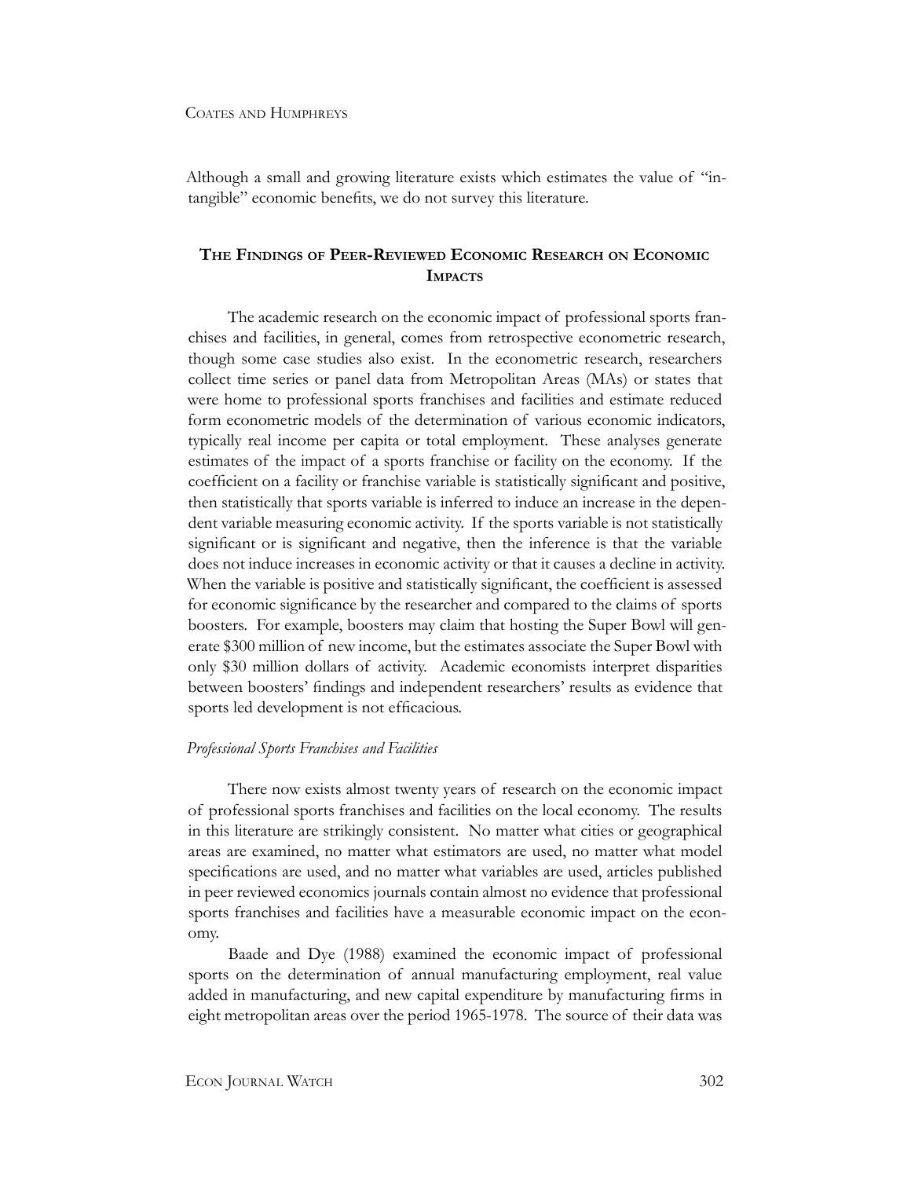Although a small and growing literature exists which estimates the value of "intangible" economic benefits, we do not survey this literature.

## The Findings of Peer-Reviewed Economic Research on Economic Impacts

The academic research on the economic impact of professional sports franchises and facilities, in general, comes from retrospective econometric research, though some case studies also exist. In the econometric research, researchers collect time series or panel data from Metropolitan Areas (MAs) or states that were home to professional sports franchises and facilities and estimate reduced form econometric models of the determination of various economic indicators, typically real income per capita or total employment. These analyses generate estimates of the impact of a sports franchise or facility on the economy. If the coefficient on a facility or franchise variable is statistically significant and positive, then statistically that sports variable is inferred to induce an increase in the dependent variable measuring economic activity. If the sports variable is not statistically significant or is significant and negative, then the inference is that the variable does not induce increases in economic activity or that it causes a decline in activity. When the variable is positive and statistically significant, the coefficient is assessed for economic significance by the researcher and compared to the claims of sports boosters. For example, boosters may claim that hosting the Super Bowl will generate $300 million of new income, but the estimates associate the Super Bowl with only $30 million dollars of activity. Academic economists interpret disparities between boosters' findings and independent researchers' results as evidence that sports led development is not efficacious.

### *Professional Sports Franchises and Facilities*

There now exists almost twenty years of research on the economic impact of professional sports franchises and facilities on the local economy. The results in this literature are strikingly consistent. No matter what cities or geographical areas are examined, no matter what estimators are used, no matter what model specifications are used, and no matter what variables are used, articles published in peer reviewed economics journals contain almost no evidence that professional sports franchises and facilities have a measurable economic impact on the economy.

Baade and Dye (1988) examined the economic impact of professional sports on the determination of annual manufacturing employment, real value added in manufacturing, and new capital expenditure by manufacturing firms in eight metropolitan areas over the period 1965-1978. The source of their data was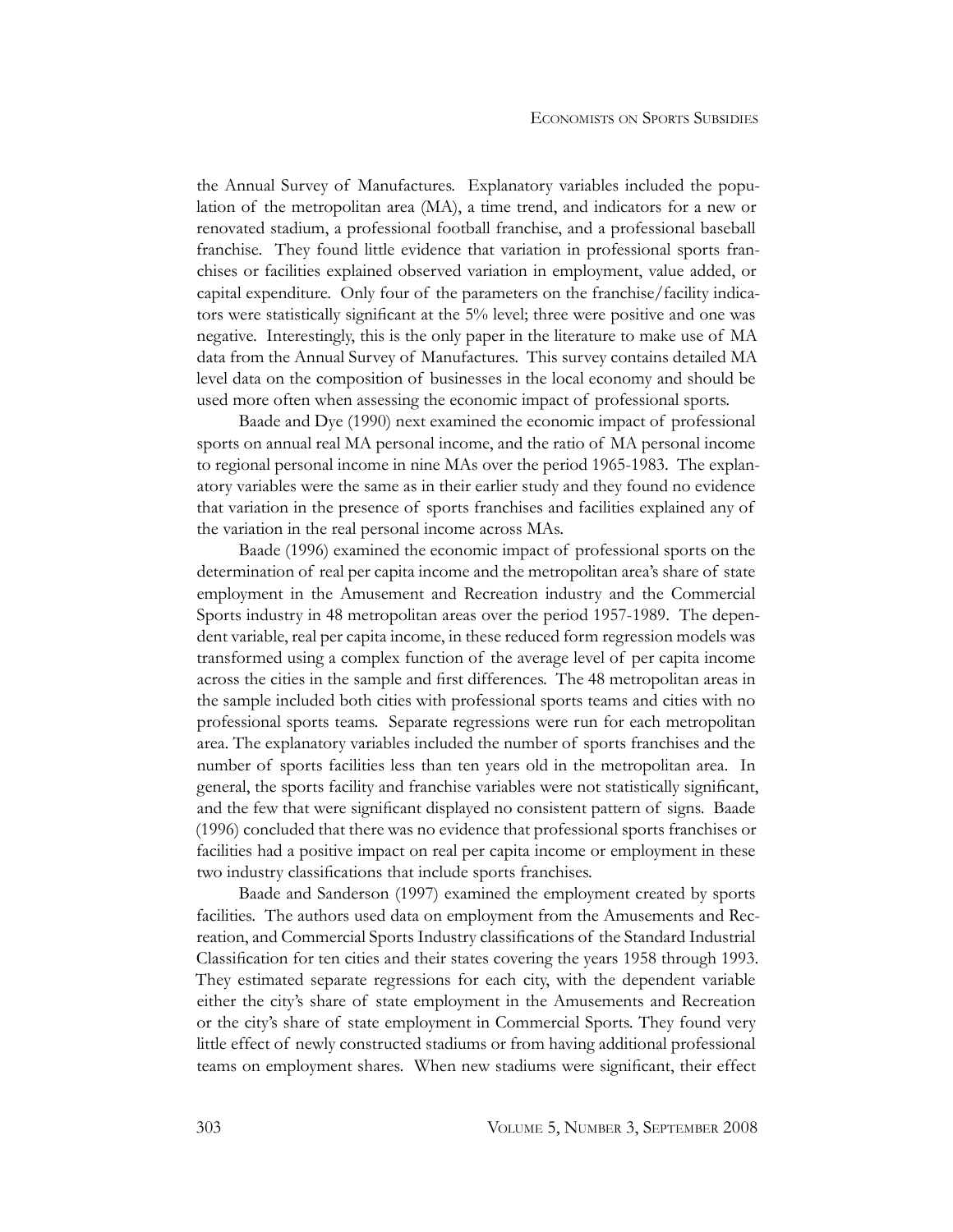the Annual Survey of Manufactures. Explanatory variables included the population of the metropolitan area (MA), a time trend, and indicators for a new or renovated stadium, a professional football franchise, and a professional baseball franchise. They found little evidence that variation in professional sports franchises or facilities explained observed variation in employment, value added, or capital expenditure. Only four of the parameters on the franchise/facility indicators were statistically significant at the 5% level; three were positive and one was negative. Interestingly, this is the only paper in the literature to make use of MA data from the Annual Survey of Manufactures. This survey contains detailed MA level data on the composition of businesses in the local economy and should be used more often when assessing the economic impact of professional sports.

Baade and Dye (1990) next examined the economic impact of professional sports on annual real MA personal income, and the ratio of MA personal income to regional personal income in nine MAs over the period 1965-1983. The explanatory variables were the same as in their earlier study and they found no evidence that variation in the presence of sports franchises and facilities explained any of the variation in the real personal income across MAs.

Baade (1996) examined the economic impact of professional sports on the determination of real per capita income and the metropolitan area's share of state employment in the Amusement and Recreation industry and the Commercial Sports industry in 48 metropolitan areas over the period 1957-1989. The dependent variable, real per capita income, in these reduced form regression models was transformed using a complex function of the average level of per capita income across the cities in the sample and first differences. The 48 metropolitan areas in the sample included both cities with professional sports teams and cities with no professional sports teams. Separate regressions were run for each metropolitan area. The explanatory variables included the number of sports franchises and the number of sports facilities less than ten years old in the metropolitan area. In general, the sports facility and franchise variables were not statistically significant, and the few that were significant displayed no consistent pattern of signs. Baade (1996) concluded that there was no evidence that professional sports franchises or facilities had a positive impact on real per capita income or employment in these two industry classifications that include sports franchises.

Baade and Sanderson (1997) examined the employment created by sports facilities. The authors used data on employment from the Amusements and Recreation, and Commercial Sports Industry classifications of the Standard Industrial Classification for ten cities and their states covering the years 1958 through 1993. They estimated separate regressions for each city, with the dependent variable either the city's share of state employment in the Amusements and Recreation or the city's share of state employment in Commercial Sports. They found very little effect of newly constructed stadiums or from having additional professional teams on employment shares. When new stadiums were significant, their effect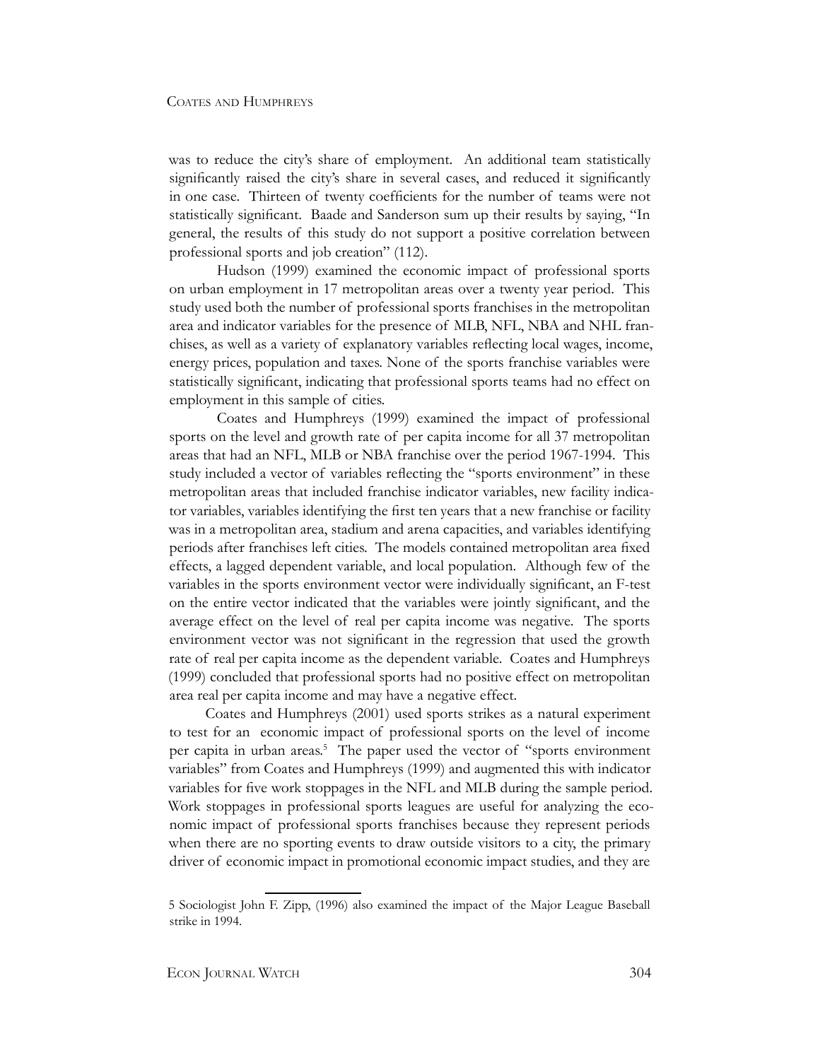was to reduce the city's share of employment. An additional team statistically significantly raised the city's share in several cases, and reduced it significantly in one case. Thirteen of twenty coefficients for the number of teams were not statistically significant. Baade and Sanderson sum up their results by saying, "In general, the results of this study do not support a positive correlation between professional sports and job creation" (112).

Hudson (1999) examined the economic impact of professional sports on urban employment in 17 metropolitan areas over a twenty year period. This study used both the number of professional sports franchises in the metropolitan area and indicator variables for the presence of MLB, NFL, NBA and NHL franchises, as well as a variety of explanatory variables reflecting local wages, income, energy prices, population and taxes. None of the sports franchise variables were statistically significant, indicating that professional sports teams had no effect on employment in this sample of cities.

Coates and Humphreys (1999) examined the impact of professional sports on the level and growth rate of per capita income for all 37 metropolitan areas that had an NFL, MLB or NBA franchise over the period 1967-1994. This study included a vector of variables reflecting the "sports environment" in these metropolitan areas that included franchise indicator variables, new facility indicator variables, variables identifying the first ten years that a new franchise or facility was in a metropolitan area, stadium and arena capacities, and variables identifying periods after franchises left cities. The models contained metropolitan area fixed effects, a lagged dependent variable, and local population. Although few of the variables in the sports environment vector were individually significant, an F-test on the entire vector indicated that the variables were jointly significant, and the average effect on the level of real per capita income was negative. The sports environment vector was not significant in the regression that used the growth rate of real per capita income as the dependent variable. Coates and Humphreys (1999) concluded that professional sports had no positive effect on metropolitan area real per capita income and may have a negative effect.

Coates and Humphreys (2001) used sports strikes as a natural experiment to test for an economic impact of professional sports on the level of income per capita in urban areas.[5] The paper used the vector of "sports environment variables" from Coates and Humphreys (1999) and augmented this with indicator variables for five work stoppages in the NFL and MLB during the sample period. Work stoppages in professional sports leagues are useful for analyzing the economic impact of professional sports franchises because they represent periods when there are no sporting events to draw outside visitors to a city, the primary driver of economic impact in promotional economic impact studies, and they are

5 Sociologist John F. Zipp, (1996) also examined the impact of the Major League Baseball strike in 1994.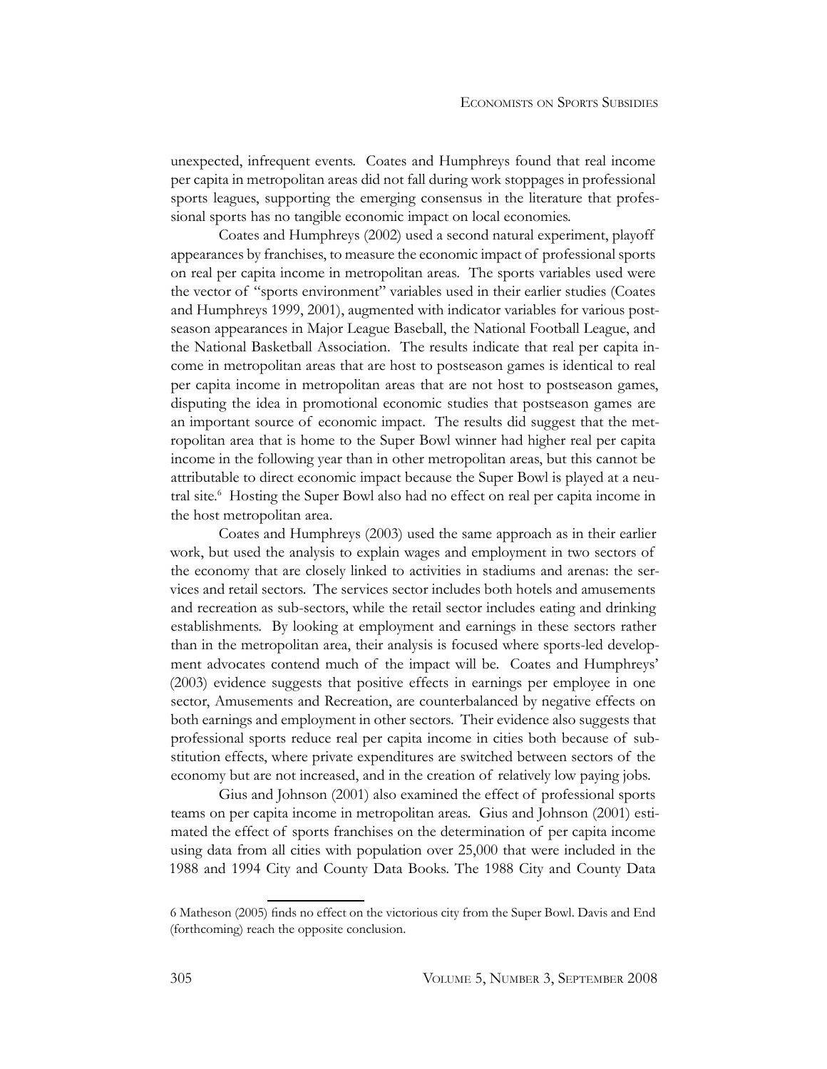unexpected, infrequent events. Coates and Humphreys found that real income per capita in metropolitan areas did not fall during work stoppages in professional sports leagues, supporting the emerging consensus in the literature that professional sports has no tangible economic impact on local economies.

Coates and Humphreys (2002) used a second natural experiment, playoff appearances by franchises, to measure the economic impact of professional sports on real per capita income in metropolitan areas. The sports variables used were the vector of "sports environment" variables used in their earlier studies (Coates and Humphreys 1999, 2001), augmented with indicator variables for various post-season appearances in Major League Baseball, the National Football League, and the National Basketball Association. The results indicate that real per capita income in metropolitan areas that are host to postseason games is identical to real per capita income in metropolitan areas that are not host to postseason games, disputing the idea in promotional economic studies that postseason games are an important source of economic impact. The results did suggest that the metropolitan area that is home to the Super Bowl winner had higher real per capita income in the following year than in other metropolitan areas, but this cannot be attributable to direct economic impact because the Super Bowl is played at a neutral site.[6] Hosting the Super Bowl also had no effect on real per capita income in the host metropolitan area.

Coates and Humphreys (2003) used the same approach as in their earlier work, but used the analysis to explain wages and employment in two sectors of the economy that are closely linked to activities in stadiums and arenas: the services and retail sectors. The services sector includes both hotels and amusements and recreation as sub-sectors, while the retail sector includes eating and drinking establishments. By looking at employment and earnings in these sectors rather than in the metropolitan area, their analysis is focused where sports-led development advocates contend much of the impact will be. Coates and Humphreys' (2003) evidence suggests that positive effects in earnings per employee in one sector, Amusements and Recreation, are counterbalanced by negative effects on both earnings and employment in other sectors. Their evidence also suggests that professional sports reduce real per capita income in cities both because of substitution effects, where private expenditures are switched between sectors of the economy but are not increased, and in the creation of relatively low paying jobs.

Gius and Johnson (2001) also examined the effect of professional sports teams on per capita income in metropolitan areas. Gius and Johnson (2001) estimated the effect of sports franchises on the determination of per capita income using data from all cities with population over 25,000 that were included in the 1988 and 1994 City and County Data Books. The 1988 City and County Data

---

6 Matheson (2005) finds no effect on the victorious city from the Super Bowl. Davis and End (forthcoming) reach the opposite conclusion.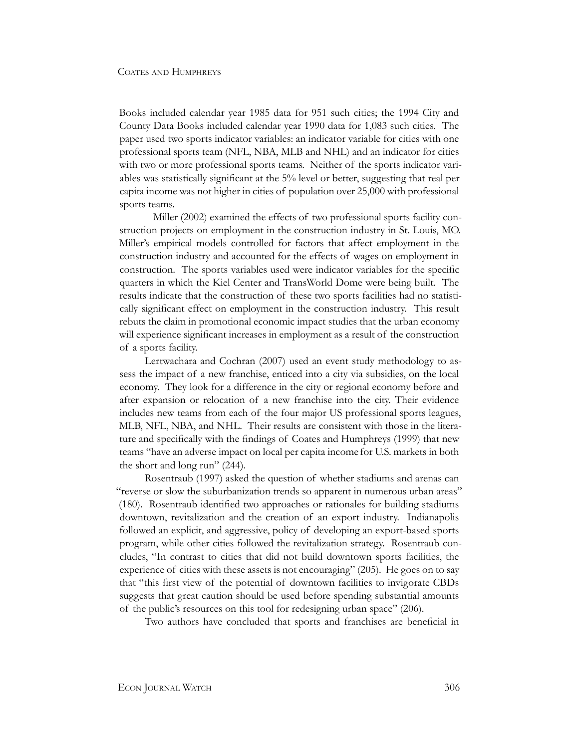Books included calendar year 1985 data for 951 such cities; the 1994 City and County Data Books included calendar year 1990 data for 1,083 such cities. The paper used two sports indicator variables: an indicator variable for cities with one professional sports team (NFL, NBA, MLB and NHL) and an indicator for cities with two or more professional sports teams. Neither of the sports indicator variables was statistically significant at the 5% level or better, suggesting that real per capita income was not higher in cities of population over 25,000 with professional sports teams.

Miller (2002) examined the effects of two professional sports facility construction projects on employment in the construction industry in St. Louis, MO. Miller's empirical models controlled for factors that affect employment in the construction industry and accounted for the effects of wages on employment in construction. The sports variables used were indicator variables for the specific quarters in which the Kiel Center and TransWorld Dome were being built. The results indicate that the construction of these two sports facilities had no statistically significant effect on employment in the construction industry. This result rebuts the claim in promotional economic impact studies that the urban economy will experience significant increases in employment as a result of the construction of a sports facility.

Lertwachara and Cochran (2007) used an event study methodology to assess the impact of a new franchise, enticed into a city via subsidies, on the local economy. They look for a difference in the city or regional economy before and after expansion or relocation of a new franchise into the city. Their evidence includes new teams from each of the four major US professional sports leagues, MLB, NFL, NBA, and NHL. Their results are consistent with those in the literature and specifically with the findings of Coates and Humphreys (1999) that new teams "have an adverse impact on local per capita income for U.S. markets in both the short and long run" (244).

Rosentraub (1997) asked the question of whether stadiums and arenas can "reverse or slow the suburbanization trends so apparent in numerous urban areas" (180). Rosentraub identified two approaches or rationales for building stadiums downtown, revitalization and the creation of an export industry. Indianapolis followed an explicit, and aggressive, policy of developing an export-based sports program, while other cities followed the revitalization strategy. Rosentraub concludes, "In contrast to cities that did not build downtown sports facilities, the experience of cities with these assets is not encouraging" (205). He goes on to say that "this first view of the potential of downtown facilities to invigorate CBDs suggests that great caution should be used before spending substantial amounts of the public's resources on this tool for redesigning urban space" (206).

Two authors have concluded that sports and franchises are beneficial in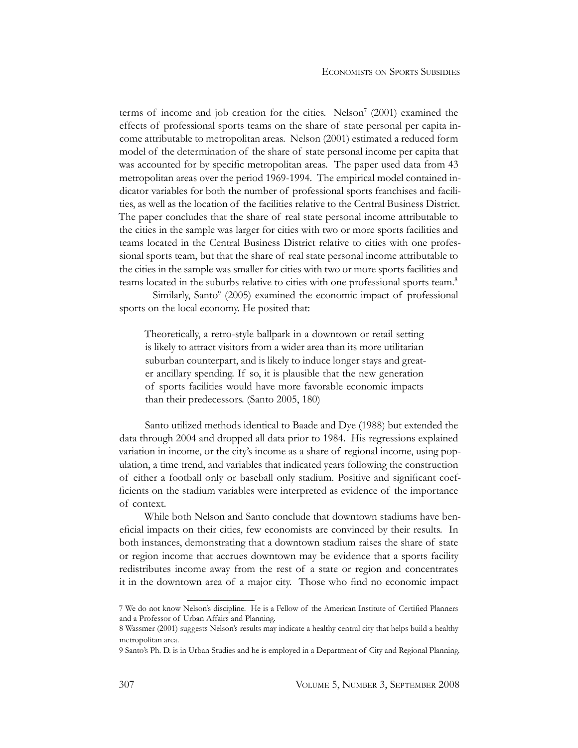terms of income and job creation for the cities. Nelson[7] (2001) examined the effects of professional sports teams on the share of state personal per capita income attributable to metropolitan areas. Nelson (2001) estimated a reduced form model of the determination of the share of state personal income per capita that was accounted for by specific metropolitan areas. The paper used data from 43 metropolitan areas over the period 1969-1994. The empirical model contained indicator variables for both the number of professional sports franchises and facilities, as well as the location of the facilities relative to the Central Business District. The paper concludes that the share of real state personal income attributable to the cities in the sample was larger for cities with two or more sports facilities and teams located in the Central Business District relative to cities with one professional sports team, but that the share of real state personal income attributable to the cities in the sample was smaller for cities with two or more sports facilities and teams located in the suburbs relative to cities with one professional sports team.[8]

Similarly, Santo[9] (2005) examined the economic impact of professional sports on the local economy. He posited that:

> Theoretically, a retro-style ballpark in a downtown or retail setting is likely to attract visitors from a wider area than its more utilitarian suburban counterpart, and is likely to induce longer stays and greater ancillary spending. If so, it is plausible that the new generation of sports facilities would have more favorable economic impacts than their predecessors. (Santo 2005, 180)

Santo utilized methods identical to Baade and Dye (1988) but extended the data through 2004 and dropped all data prior to 1984. His regressions explained variation in income, or the city's income as a share of regional income, using population, a time trend, and variables that indicated years following the construction of either a football only or baseball only stadium. Positive and significant coefficients on the stadium variables were interpreted as evidence of the importance of context.

While both Nelson and Santo conclude that downtown stadiums have beneficial impacts on their cities, few economists are convinced by their results. In both instances, demonstrating that a downtown stadium raises the share of state or region income that accrues downtown may be evidence that a sports facility redistributes income away from the rest of a state or region and concentrates it in the downtown area of a major city. Those who find no economic impact

---

7 We do not know Nelson's discipline. He is a Fellow of the American Institute of Certified Planners and a Professor of Urban Affairs and Planning.

8 Wassmer (2001) suggests Nelson's results may indicate a healthy central city that helps build a healthy metropolitan area.

9 Santo's Ph. D. is in Urban Studies and he is employed in a Department of City and Regional Planning.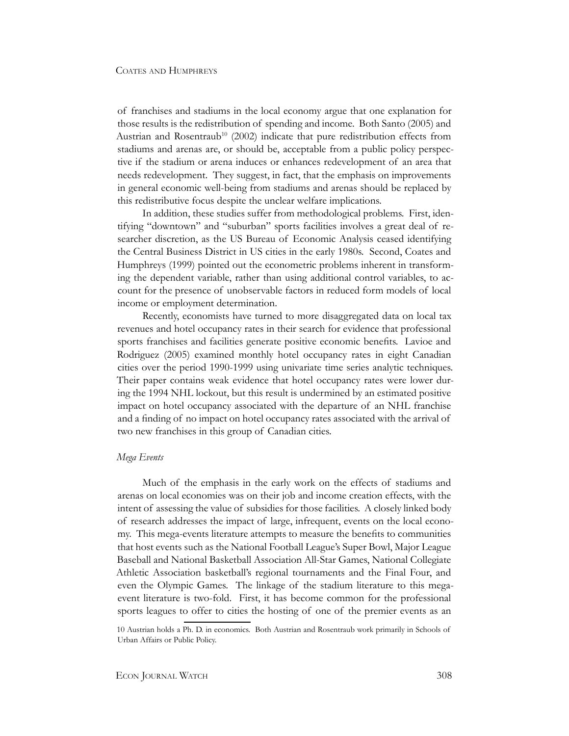of franchises and stadiums in the local economy argue that one explanation for those results is the redistribution of spending and income. Both Santo (2005) and Austrian and Rosentraub[10] (2002) indicate that pure redistribution effects from stadiums and arenas are, or should be, acceptable from a public policy perspective if the stadium or arena induces or enhances redevelopment of an area that needs redevelopment. They suggest, in fact, that the emphasis on improvements in general economic well-being from stadiums and arenas should be replaced by this redistributive focus despite the unclear welfare implications.

In addition, these studies suffer from methodological problems. First, identifying "downtown" and "suburban" sports facilities involves a great deal of researcher discretion, as the US Bureau of Economic Analysis ceased identifying the Central Business District in US cities in the early 1980s. Second, Coates and Humphreys (1999) pointed out the econometric problems inherent in transforming the dependent variable, rather than using additional control variables, to account for the presence of unobservable factors in reduced form models of local income or employment determination.

Recently, economists have turned to more disaggregated data on local tax revenues and hotel occupancy rates in their search for evidence that professional sports franchises and facilities generate positive economic benefits. Lavioe and Rodriguez (2005) examined monthly hotel occupancy rates in eight Canadian cities over the period 1990-1999 using univariate time series analytic techniques. Their paper contains weak evidence that hotel occupancy rates were lower during the 1994 NHL lockout, but this result is undermined by an estimated positive impact on hotel occupancy associated with the departure of an NHL franchise and a finding of no impact on hotel occupancy rates associated with the arrival of two new franchises in this group of Canadian cities.

### *Mega Events*

Much of the emphasis in the early work on the effects of stadiums and arenas on local economies was on their job and income creation effects, with the intent of assessing the value of subsidies for those facilities. A closely linked body of research addresses the impact of large, infrequent, events on the local economy. This mega-events literature attempts to measure the benefits to communities that host events such as the National Football League's Super Bowl, Major League Baseball and National Basketball Association All-Star Games, National Collegiate Athletic Association basketball's regional tournaments and the Final Four, and even the Olympic Games. The linkage of the stadium literature to this mega-event literature is two-fold. First, it has become common for the professional sports leagues to offer to cities the hosting of one of the premier events as an

10 Austrian holds a Ph. D. in economics. Both Austrian and Rosentraub work primarily in Schools of Urban Affairs or Public Policy.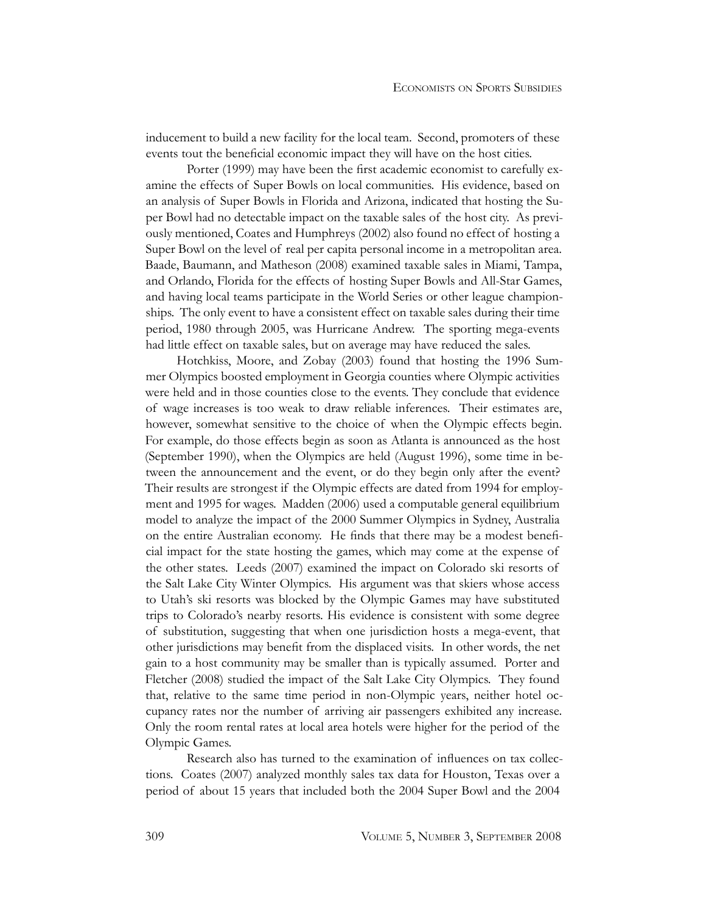inducement to build a new facility for the local team. Second, promoters of these events tout the beneficial economic impact they will have on the host cities.

Porter (1999) may have been the first academic economist to carefully examine the effects of Super Bowls on local communities. His evidence, based on an analysis of Super Bowls in Florida and Arizona, indicated that hosting the Super Bowl had no detectable impact on the taxable sales of the host city. As previously mentioned, Coates and Humphreys (2002) also found no effect of hosting a Super Bowl on the level of real per capita personal income in a metropolitan area. Baade, Baumann, and Matheson (2008) examined taxable sales in Miami, Tampa, and Orlando, Florida for the effects of hosting Super Bowls and All-Star Games, and having local teams participate in the World Series or other league championships. The only event to have a consistent effect on taxable sales during their time period, 1980 through 2005, was Hurricane Andrew. The sporting mega-events had little effect on taxable sales, but on average may have reduced the sales.

Hotchkiss, Moore, and Zobay (2003) found that hosting the 1996 Summer Olympics boosted employment in Georgia counties where Olympic activities were held and in those counties close to the events. They conclude that evidence of wage increases is too weak to draw reliable inferences. Their estimates are, however, somewhat sensitive to the choice of when the Olympic effects begin. For example, do those effects begin as soon as Atlanta is announced as the host (September 1990), when the Olympics are held (August 1996), some time in between the announcement and the event, or do they begin only after the event? Their results are strongest if the Olympic effects are dated from 1994 for employment and 1995 for wages. Madden (2006) used a computable general equilibrium model to analyze the impact of the 2000 Summer Olympics in Sydney, Australia on the entire Australian economy. He finds that there may be a modest beneficial impact for the state hosting the games, which may come at the expense of the other states. Leeds (2007) examined the impact on Colorado ski resorts of the Salt Lake City Winter Olympics. His argument was that skiers whose access to Utah's ski resorts was blocked by the Olympic Games may have substituted trips to Colorado's nearby resorts. His evidence is consistent with some degree of substitution, suggesting that when one jurisdiction hosts a mega-event, that other jurisdictions may benefit from the displaced visits. In other words, the net gain to a host community may be smaller than is typically assumed. Porter and Fletcher (2008) studied the impact of the Salt Lake City Olympics. They found that, relative to the same time period in non-Olympic years, neither hotel occupancy rates nor the number of arriving air passengers exhibited any increase. Only the room rental rates at local area hotels were higher for the period of the Olympic Games.

Research also has turned to the examination of influences on tax collections. Coates (2007) analyzed monthly sales tax data for Houston, Texas over a period of about 15 years that included both the 2004 Super Bowl and the 2004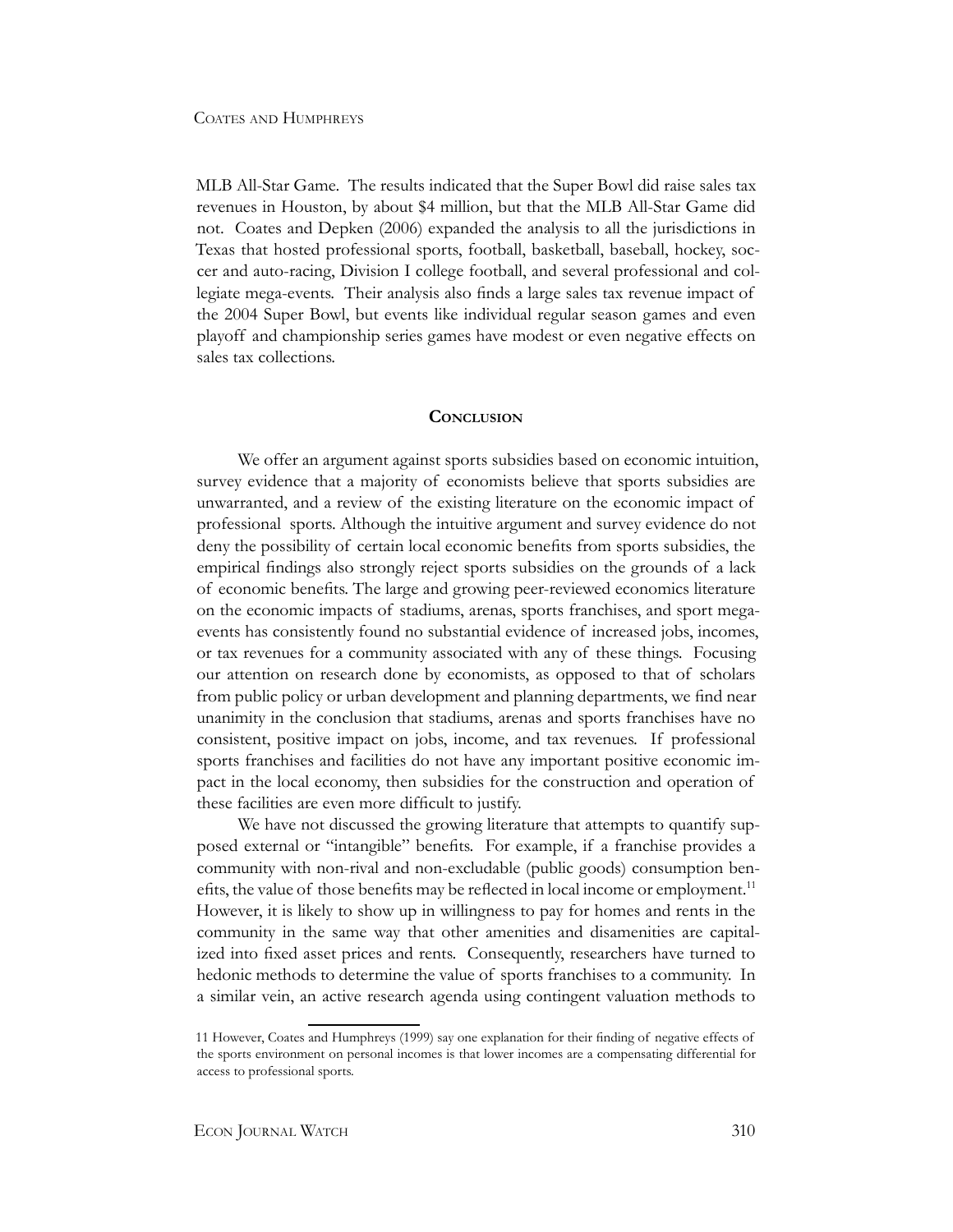MLB All-Star Game. The results indicated that the Super Bowl did raise sales tax revenues in Houston, by about $4 million, but that the MLB All-Star Game did not. Coates and Depken (2006) expanded the analysis to all the jurisdictions in Texas that hosted professional sports, football, basketball, baseball, hockey, soccer and auto-racing, Division I college football, and several professional and collegiate mega-events. Their analysis also finds a large sales tax revenue impact of the 2004 Super Bowl, but events like individual regular season games and even playoff and championship series games have modest or even negative effects on sales tax collections.

## Conclusion

We offer an argument against sports subsidies based on economic intuition, survey evidence that a majority of economists believe that sports subsidies are unwarranted, and a review of the existing literature on the economic impact of professional sports. Although the intuitive argument and survey evidence do not deny the possibility of certain local economic benefits from sports subsidies, the empirical findings also strongly reject sports subsidies on the grounds of a lack of economic benefits. The large and growing peer-reviewed economics literature on the economic impacts of stadiums, arenas, sports franchises, and sport mega-events has consistently found no substantial evidence of increased jobs, incomes, or tax revenues for a community associated with any of these things. Focusing our attention on research done by economists, as opposed to that of scholars from public policy or urban development and planning departments, we find near unanimity in the conclusion that stadiums, arenas and sports franchises have no consistent, positive impact on jobs, income, and tax revenues. If professional sports franchises and facilities do not have any important positive economic impact in the local economy, then subsidies for the construction and operation of these facilities are even more difficult to justify.

We have not discussed the growing literature that attempts to quantify supposed external or "intangible" benefits. For example, if a franchise provides a community with non-rival and non-excludable (public goods) consumption benefits, the value of those benefits may be reflected in local income or employment.[11] However, it is likely to show up in willingness to pay for homes and rents in the community in the same way that other amenities and disamenities are capitalized into fixed asset prices and rents. Consequently, researchers have turned to hedonic methods to determine the value of sports franchises to a community. In a similar vein, an active research agenda using contingent valuation methods to

11 However, Coates and Humphreys (1999) say one explanation for their finding of negative effects of the sports environment on personal incomes is that lower incomes are a compensating differential for access to professional sports.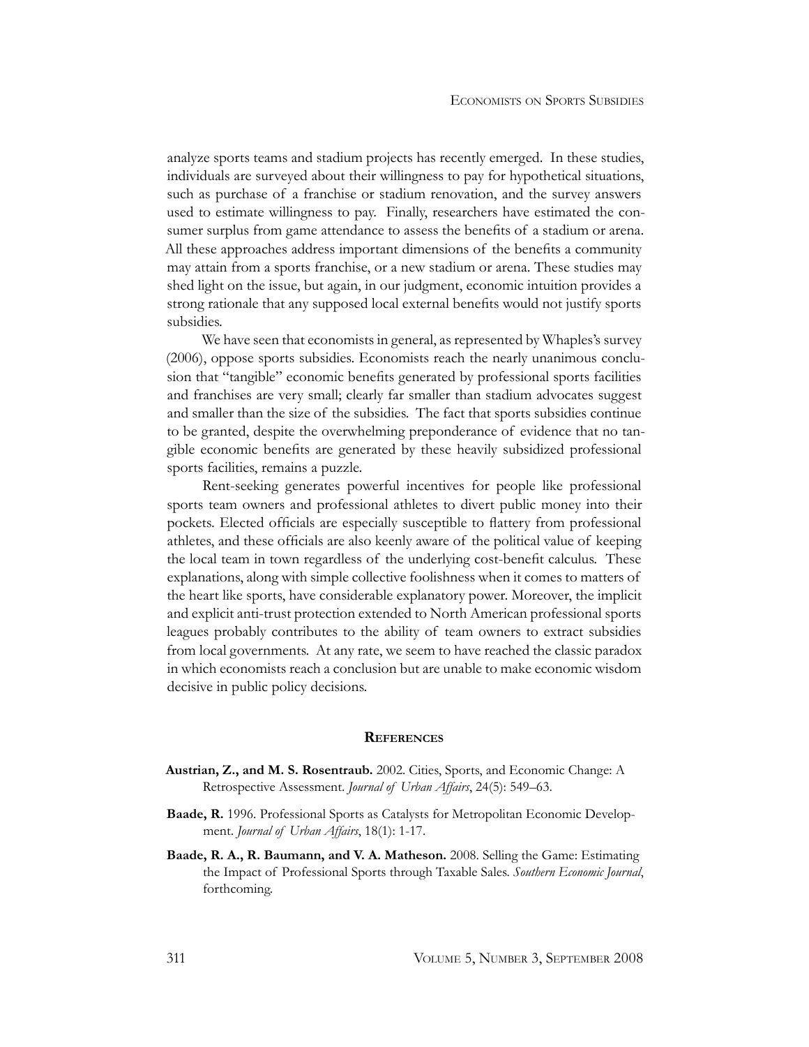analyze sports teams and stadium projects has recently emerged. In these studies, individuals are surveyed about their willingness to pay for hypothetical situations, such as purchase of a franchise or stadium renovation, and the survey answers used to estimate willingness to pay. Finally, researchers have estimated the consumer surplus from game attendance to assess the benefits of a stadium or arena. All these approaches address important dimensions of the benefits a community may attain from a sports franchise, or a new stadium or arena. These studies may shed light on the issue, but again, in our judgment, economic intuition provides a strong rationale that any supposed local external benefits would not justify sports subsidies.

We have seen that economists in general, as represented by Whaples's survey (2006), oppose sports subsidies. Economists reach the nearly unanimous conclusion that "tangible" economic benefits generated by professional sports facilities and franchises are very small; clearly far smaller than stadium advocates suggest and smaller than the size of the subsidies. The fact that sports subsidies continue to be granted, despite the overwhelming preponderance of evidence that no tangible economic benefits are generated by these heavily subsidized professional sports facilities, remains a puzzle.

Rent-seeking generates powerful incentives for people like professional sports team owners and professional athletes to divert public money into their pockets. Elected officials are especially susceptible to flattery from professional athletes, and these officials are also keenly aware of the political value of keeping the local team in town regardless of the underlying cost-benefit calculus. These explanations, along with simple collective foolishness when it comes to matters of the heart like sports, have considerable explanatory power. Moreover, the implicit and explicit anti-trust protection extended to North American professional sports leagues probably contributes to the ability of team owners to extract subsidies from local governments. At any rate, we seem to have reached the classic paradox in which economists reach a conclusion but are unable to make economic wisdom decisive in public policy decisions.

## References

**Austrian, Z., and M. S. Rosentraub.** 2002. Cities, Sports, and Economic Change: A Retrospective Assessment. *Journal of Urban Affairs*, 24(5): 549–63.

**Baade, R.** 1996. Professional Sports as Catalysts for Metropolitan Economic Development. *Journal of Urban Affairs*, 18(1): 1-17.

**Baade, R. A., R. Baumann, and V. A. Matheson.** 2008. Selling the Game: Estimating the Impact of Professional Sports through Taxable Sales. *Southern Economic Journal*, forthcoming.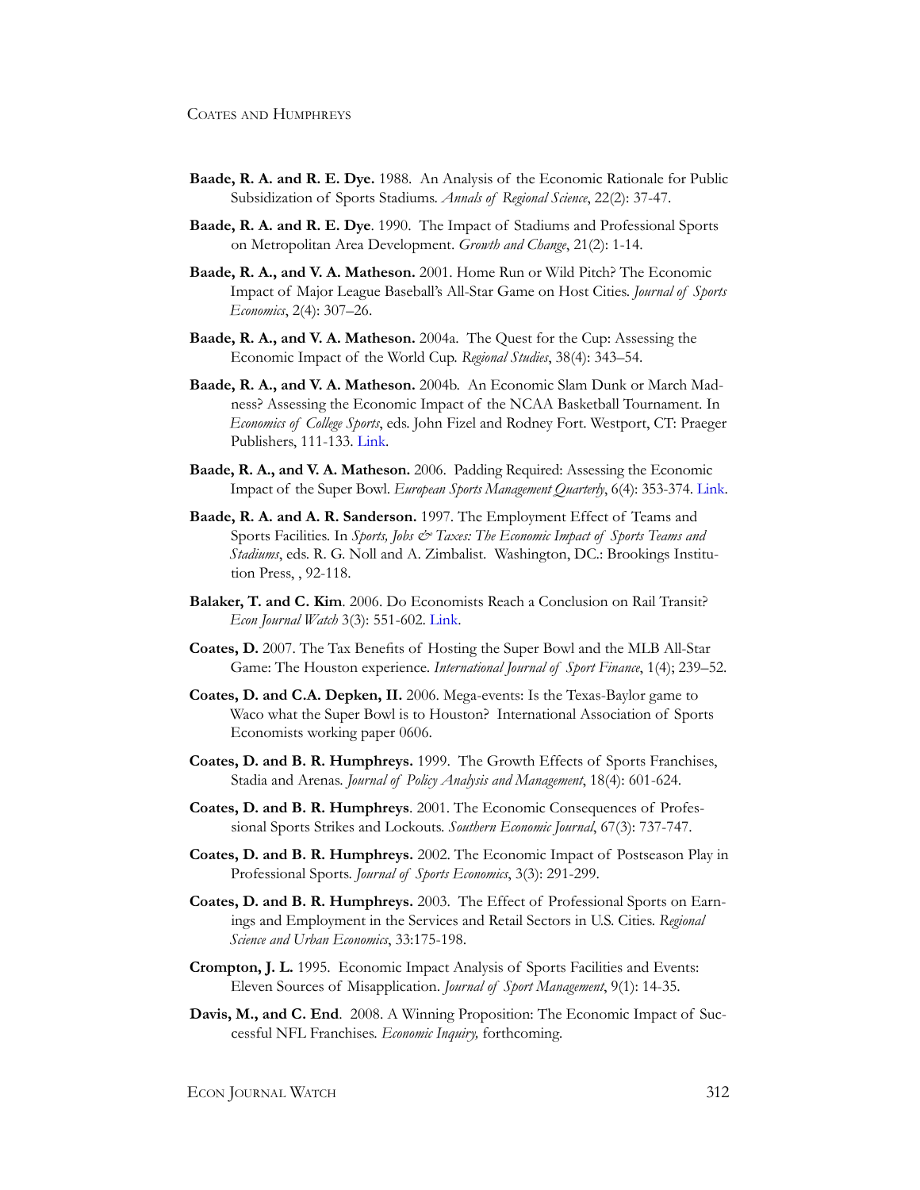**Baade, R. A. and R. E. Dye.** 1988. An Analysis of the Economic Rationale for Public Subsidization of Sports Stadiums. *Annals of Regional Science*, 22(2): 37-47.

**Baade, R. A. and R. E. Dye**. 1990. The Impact of Stadiums and Professional Sports on Metropolitan Area Development. *Growth and Change*, 21(2): 1-14.

**Baade, R. A., and V. A. Matheson.** 2001. Home Run or Wild Pitch? The Economic Impact of Major League Baseball's All-Star Game on Host Cities. *Journal of Sports Economics*, 2(4): 307–26.

**Baade, R. A., and V. A. Matheson.** 2004a. The Quest for the Cup: Assessing the Economic Impact of the World Cup. *Regional Studies*, 38(4): 343–54.

**Baade, R. A., and V. A. Matheson.** 2004b. An Economic Slam Dunk or March Madness? Assessing the Economic Impact of the NCAA Basketball Tournament. In *Economics of College Sports*, eds. John Fizel and Rodney Fort. Westport, CT: Praeger Publishers, 111-133. Link.

**Baade, R. A., and V. A. Matheson.** 2006. Padding Required: Assessing the Economic Impact of the Super Bowl. *European Sports Management Quarterly*, 6(4): 353-374. Link.

**Baade, R. A. and A. R. Sanderson.** 1997. The Employment Effect of Teams and Sports Facilities. In *Sports, Jobs & Taxes: The Economic Impact of Sports Teams and Stadiums*, eds. R. G. Noll and A. Zimbalist. Washington, DC.: Brookings Institution Press, , 92-118.

**Balaker, T. and C. Kim**. 2006. Do Economists Reach a Conclusion on Rail Transit? *Econ Journal Watch* 3(3): 551-602. Link.

**Coates, D.** 2007. The Tax Benefits of Hosting the Super Bowl and the MLB All-Star Game: The Houston experience. *International Journal of Sport Finance*, 1(4); 239–52.

**Coates, D. and C.A. Depken, II.** 2006. Mega-events: Is the Texas-Baylor game to Waco what the Super Bowl is to Houston? International Association of Sports Economists working paper 0606.

**Coates, D. and B. R. Humphreys.** 1999. The Growth Effects of Sports Franchises, Stadia and Arenas. *Journal of Policy Analysis and Management*, 18(4): 601-624.

**Coates, D. and B. R. Humphreys**. 2001. The Economic Consequences of Professional Sports Strikes and Lockouts. *Southern Economic Journal*, 67(3): 737-747.

**Coates, D. and B. R. Humphreys.** 2002. The Economic Impact of Postseason Play in Professional Sports. *Journal of Sports Economics*, 3(3): 291-299.

**Coates, D. and B. R. Humphreys.** 2003. The Effect of Professional Sports on Earnings and Employment in the Services and Retail Sectors in U.S. Cities. *Regional Science and Urban Economics*, 33:175-198.

**Crompton, J. L.** 1995. Economic Impact Analysis of Sports Facilities and Events: Eleven Sources of Misapplication. *Journal of Sport Management*, 9(1): 14-35.

**Davis, M., and C. End**. 2008. A Winning Proposition: The Economic Impact of Successful NFL Franchises. *Economic Inquiry,* forthcoming.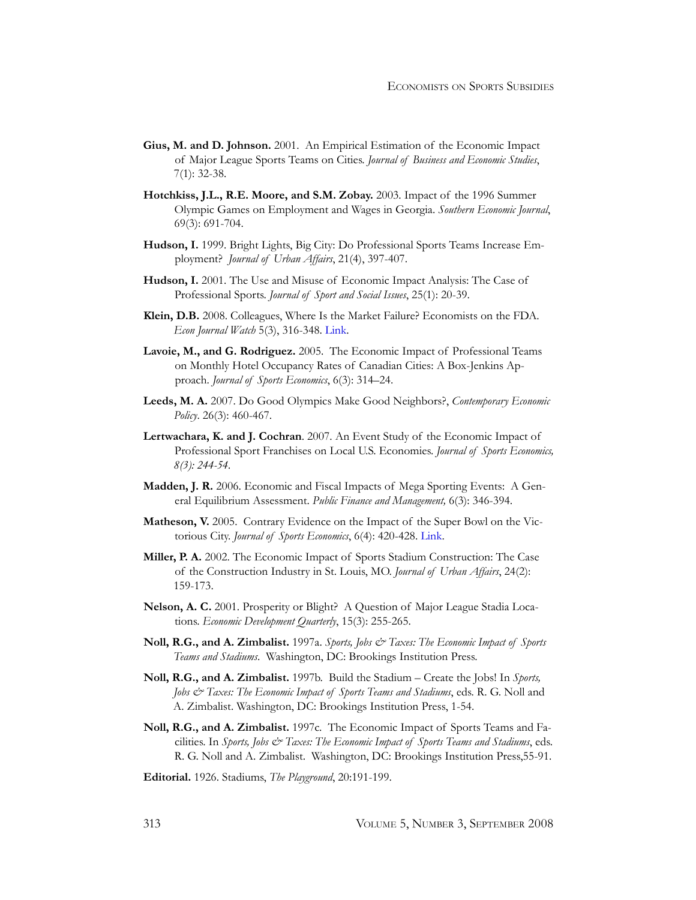**Gius, M. and D. Johnson.** 2001. An Empirical Estimation of the Economic Impact of Major League Sports Teams on Cities. *Journal of Business and Economic Studies*, 7(1): 32-38.

**Hotchkiss, J.L., R.E. Moore, and S.M. Zobay.** 2003. Impact of the 1996 Summer Olympic Games on Employment and Wages in Georgia. *Southern Economic Journal*, 69(3): 691-704.

**Hudson, I.** 1999. Bright Lights, Big City: Do Professional Sports Teams Increase Employment? *Journal of Urban Affairs*, 21(4), 397-407.

**Hudson, I.** 2001. The Use and Misuse of Economic Impact Analysis: The Case of Professional Sports. *Journal of Sport and Social Issues*, 25(1): 20-39.

**Klein, D.B.** 2008. Colleagues, Where Is the Market Failure? Economists on the FDA. *Econ Journal Watch* 5(3), 316-348. Link.

**Lavoie, M., and G. Rodriguez.** 2005. The Economic Impact of Professional Teams on Monthly Hotel Occupancy Rates of Canadian Cities: A Box-Jenkins Approach. *Journal of Sports Economics*, 6(3): 314–24.

**Leeds, M. A.** 2007. Do Good Olympics Make Good Neighbors?, *Contemporary Economic Policy*. 26(3): 460-467.

**Lertwachara, K. and J. Cochran**. 2007. An Event Study of the Economic Impact of Professional Sport Franchises on Local U.S. Economies. *Journal of Sports Economics, 8(3): 244-54*.

**Madden, J. R.** 2006. Economic and Fiscal Impacts of Mega Sporting Events: A General Equilibrium Assessment. *Public Finance and Management,* 6(3): 346-394.

**Matheson, V.** 2005. Contrary Evidence on the Impact of the Super Bowl on the Victorious City. *Journal of Sports Economics*, 6(4): 420-428. Link.

**Miller, P. A.** 2002. The Economic Impact of Sports Stadium Construction: The Case of the Construction Industry in St. Louis, MO. *Journal of Urban Affairs*, 24(2): 159-173.

**Nelson, A. C.** 2001. Prosperity or Blight? A Question of Major League Stadia Locations. *Economic Development Quarterly*, 15(3): 255-265.

**Noll, R.G., and A. Zimbalist.** 1997a. *Sports, Jobs & Taxes: The Economic Impact of Sports Teams and Stadiums*. Washington, DC: Brookings Institution Press.

**Noll, R.G., and A. Zimbalist.** 1997b. Build the Stadium – Create the Jobs! In *Sports, Jobs & Taxes: The Economic Impact of Sports Teams and Stadiums*, eds. R. G. Noll and A. Zimbalist. Washington, DC: Brookings Institution Press, 1-54.

**Noll, R.G., and A. Zimbalist.** 1997c. The Economic Impact of Sports Teams and Facilities. In *Sports, Jobs & Taxes: The Economic Impact of Sports Teams and Stadiums*, eds. R. G. Noll and A. Zimbalist. Washington, DC: Brookings Institution Press,55-91.

**Editorial.** 1926. Stadiums, *The Playground*, 20:191-199.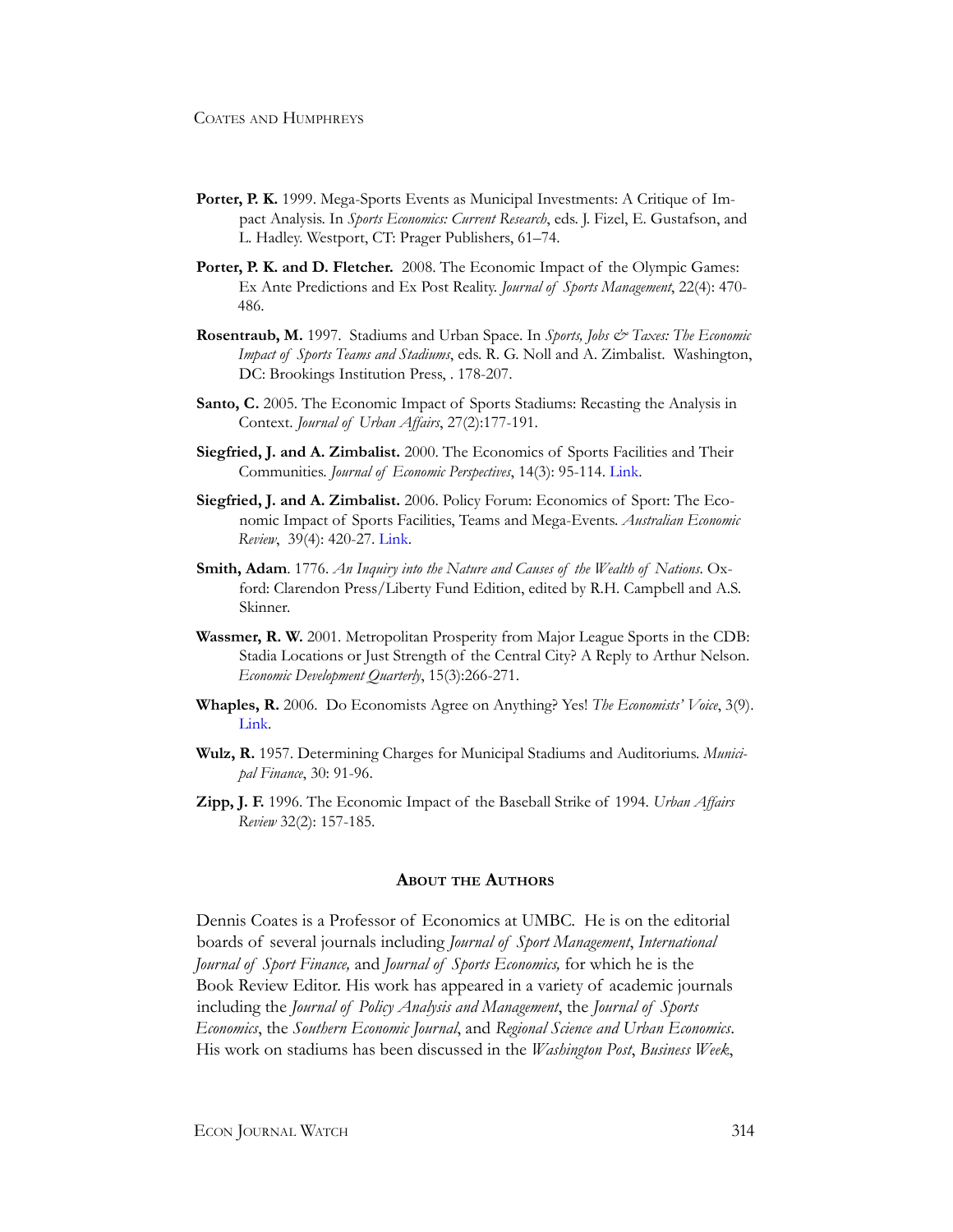**Porter, P. K.** 1999. Mega-Sports Events as Municipal Investments: A Critique of Impact Analysis. In *Sports Economics: Current Research*, eds. J. Fizel, E. Gustafson, and L. Hadley. Westport, CT: Prager Publishers, 61–74.

**Porter, P. K. and D. Fletcher.** 2008. The Economic Impact of the Olympic Games: Ex Ante Predictions and Ex Post Reality. *Journal of Sports Management*, 22(4): 470-486.

**Rosentraub, M.** 1997. Stadiums and Urban Space. In *Sports, Jobs & Taxes: The Economic Impact of Sports Teams and Stadiums*, eds. R. G. Noll and A. Zimbalist. Washington, DC: Brookings Institution Press, . 178-207.

**Santo, C.** 2005. The Economic Impact of Sports Stadiums: Recasting the Analysis in Context. *Journal of Urban Affairs*, 27(2):177-191.

**Siegfried, J. and A. Zimbalist.** 2000. The Economics of Sports Facilities and Their Communities. *Journal of Economic Perspectives*, 14(3): 95-114. Link.

**Siegfried, J. and A. Zimbalist.** 2006. Policy Forum: Economics of Sport: The Economic Impact of Sports Facilities, Teams and Mega-Events. *Australian Economic Review*, 39(4): 420-27. Link.

**Smith, Adam**. 1776. *An Inquiry into the Nature and Causes of the Wealth of Nations*. Oxford: Clarendon Press/Liberty Fund Edition, edited by R.H. Campbell and A.S. Skinner.

**Wassmer, R. W.** 2001. Metropolitan Prosperity from Major League Sports in the CDB: Stadia Locations or Just Strength of the Central City? A Reply to Arthur Nelson. *Economic Development Quarterly*, 15(3):266-271.

**Whaples, R.** 2006. Do Economists Agree on Anything? Yes! *The Economists' Voice*, 3(9). Link.

**Wulz, R.** 1957. Determining Charges for Municipal Stadiums and Auditoriums. *Municipal Finance*, 30: 91-96.

**Zipp, J. F.** 1996. The Economic Impact of the Baseball Strike of 1994. *Urban Affairs Review* 32(2): 157-185.

## About the Authors

Dennis Coates is a Professor of Economics at UMBC. He is on the editorial boards of several journals including *Journal of Sport Management*, *International Journal of Sport Finance,* and *Journal of Sports Economics,* for which he is the Book Review Editor. His work has appeared in a variety of academic journals including the *Journal of Policy Analysis and Management*, the *Journal of Sports Economics*, the *Southern Economic Journal*, and *Regional Science and Urban Economics*. His work on stadiums has been discussed in the *Washington Post*, *Business Week*,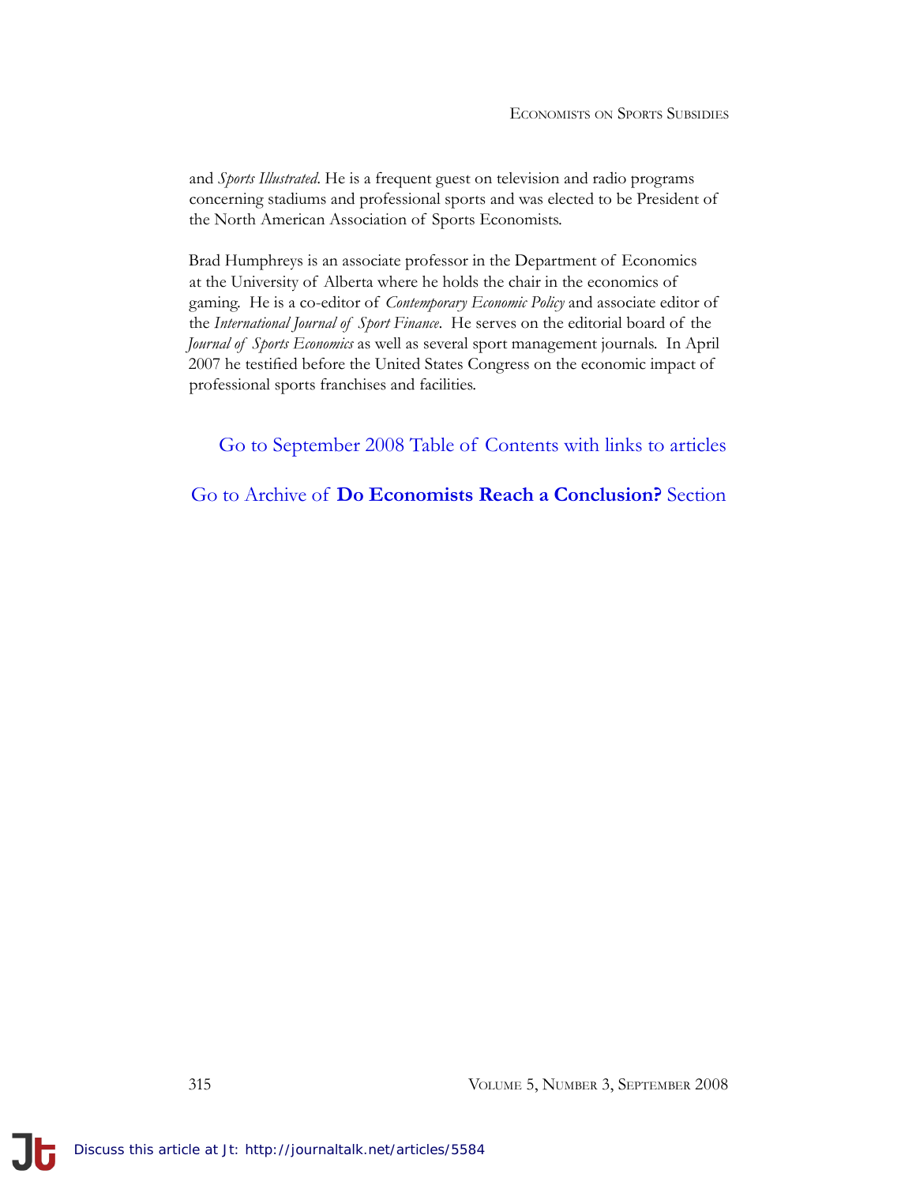and *Sports Illustrated*. He is a frequent guest on television and radio programs concerning stadiums and professional sports and was elected to be President of the North American Association of Sports Economists.

Brad Humphreys is an associate professor in the Department of Economics at the University of Alberta where he holds the chair in the economics of gaming. He is a co-editor of *Contemporary Economic Policy* and associate editor of the *International Journal of Sport Finance*. He serves on the editorial board of the *Journal of Sports Economics* as well as several sport management journals. In April 2007 he testified before the United States Congress on the economic impact of professional sports franchises and facilities.

Go to September 2008 Table of Contents with links to articles

Go to Archive of **Do Economists Reach a Conclusion?** Section

Discuss this article at Jt: http://journaltalk.net/articles/5584